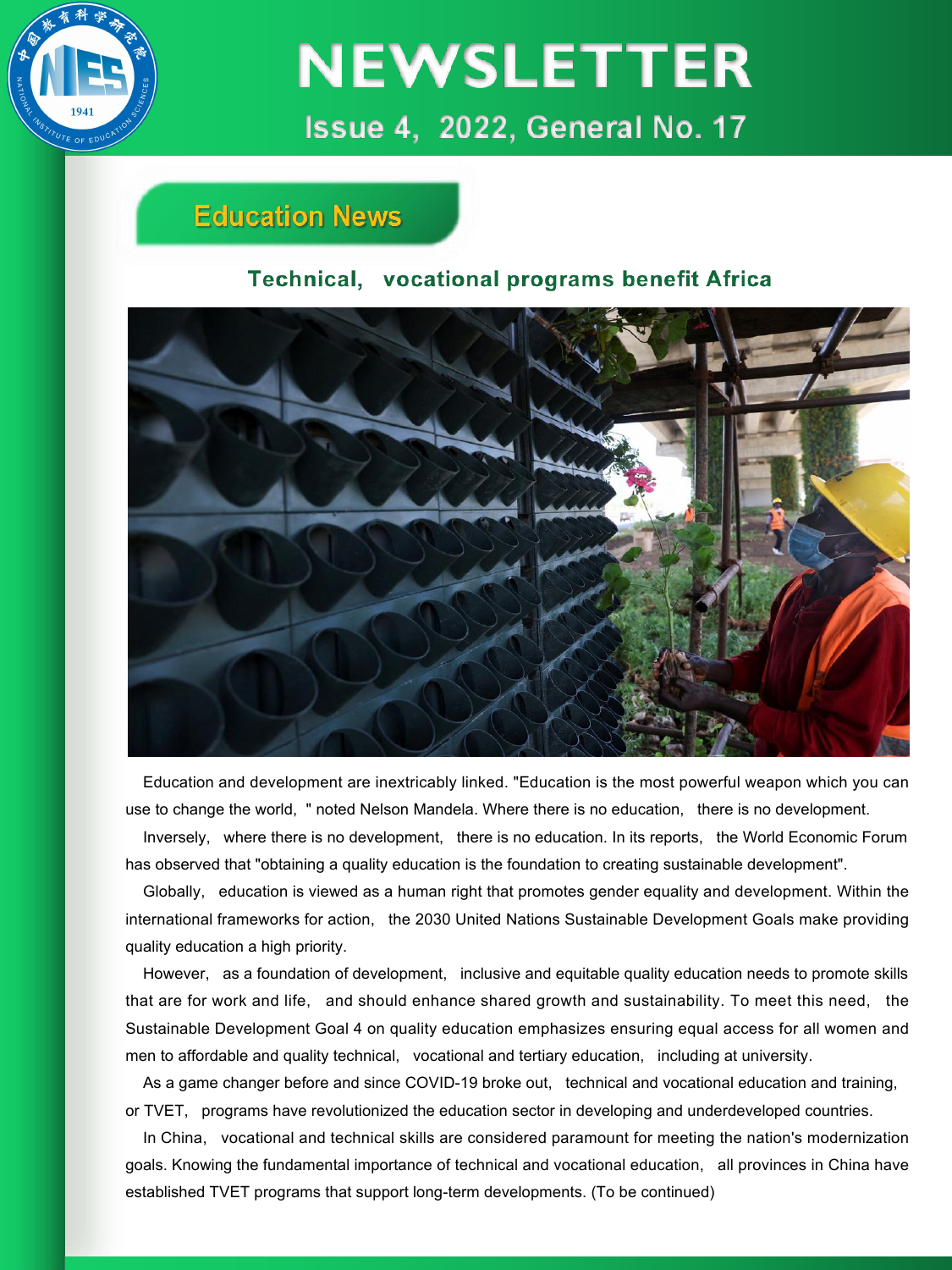# NEWSLETTER

Issue 4, 2022, General No. 17

## Education News

### Technical, vocational programs benefit Africa

Education and development are inextricably linked. "Education is the most powerful weapon which you can use to change the world, " noted Nelson Mandela. Where there is no education, there is no development.

Inversely, where there is no development, there is no education. In its reports, the World Economic Forum has observed that "obtaining a quality education is the foundation to creating sustainable development".

Globally, education is viewed as a human right that promotes gender equality and development. Within the international frameworks for action, the 2030 United Nations Sustainable Development Goals make providing quality education a high priority.

However, as a foundation of development, inclusive and equitable quality education needs to promote skills that are for work and life, and should enhance shared growth and sustainability. To meet this need, the Sustainable Development Goal 4 on quality education emphasizes ensuring equal access for all women and men to affordable and quality technical, vocational and tertiary education, including at university.

As a game changer before and since COVID-19 broke out, technical and vocational education and training, or TVET, programs have revolutionized the education sector in developing and underdeveloped countries.

In China, vocational and technical skills are considered paramount for meeting the nation's modernization goals. Knowing the fundamental importance of technical and vocational education, all provinces in China have established TVET programs that support long-term developments. (To be continued)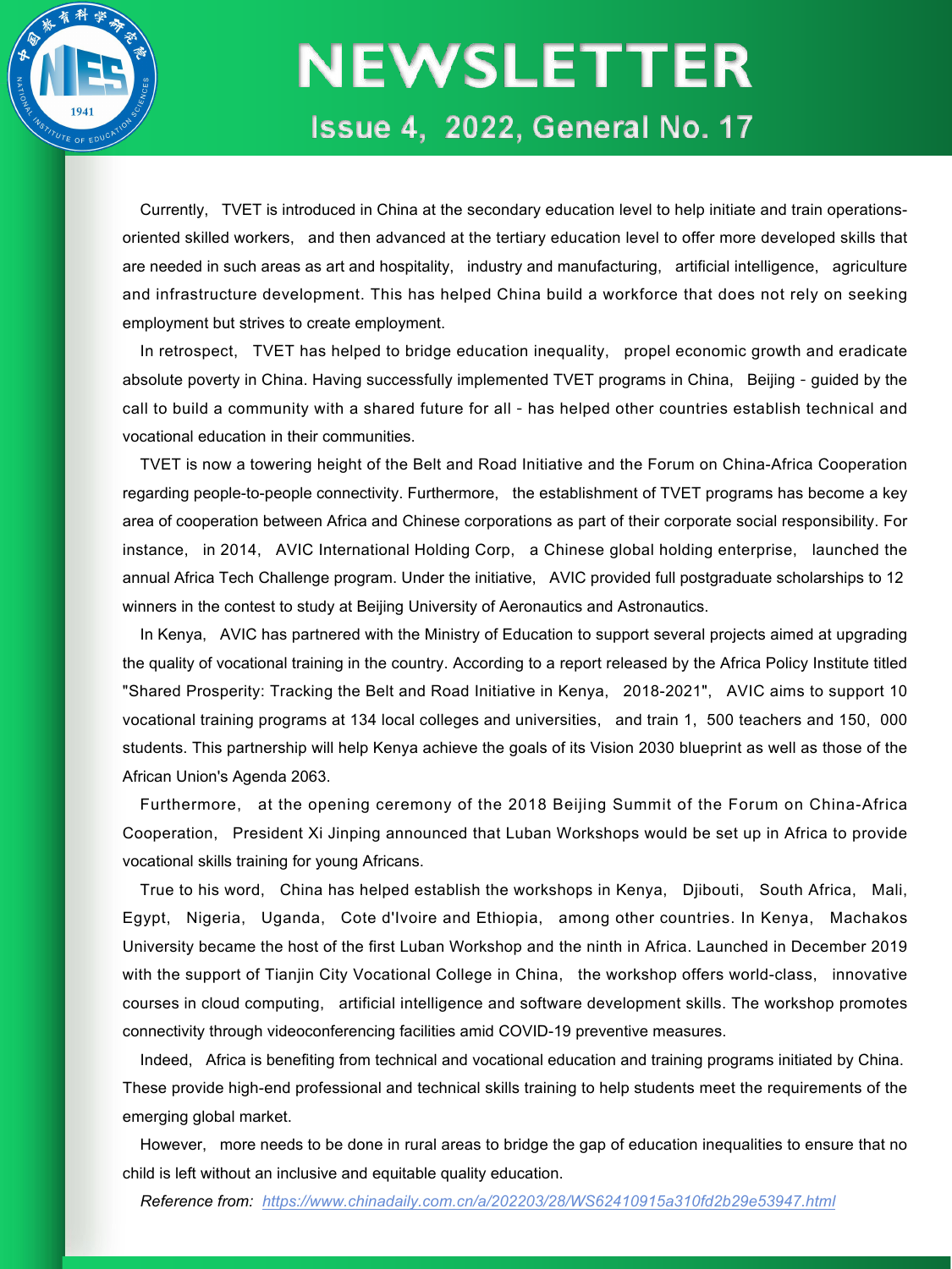Currently, TVET is introduced in China at the secondary education level to help initiate and train operations-oriented skilled workers, and then advanced at the tertiary education level to offer more developed skills that are needed in such areas as art and hospitality, industry and manufacturing, artificial intelligence, agriculture and infrastructure development. This has helped China build a workforce that does not rely on seeking employment but strives to create employment.

In retrospect, TVET has helped to bridge education inequality, propel economic growth and eradicate absolute poverty in China. Having successfully implemented TVET programs in China, Beijing - guided by the call to build a community with a shared future for all - has helped other countries establish technical and vocational education in their communities.

TVET is now a towering height of the Belt and Road Initiative and the Forum on China-Africa Cooperation regarding people-to-people connectivity. Furthermore, the establishment of TVET programs has become a key area of cooperation between Africa and Chinese corporations as part of their corporate social responsibility. For instance, in 2014, AVIC International Holding Corp, a Chinese global holding enterprise, launched the annual Africa Tech Challenge program. Under the initiative, AVIC provided full postgraduate scholarships to 12 winners in the contest to study at Beijing University of Aeronautics and Astronautics.

In Kenya, AVIC has partnered with the Ministry of Education to support several projects aimed at upgrading the quality of vocational training in the country. According to a report released by the Africa Policy Institute titled "Shared Prosperity: Tracking the Belt and Road Initiative in Kenya, 2018-2021", AVIC aims to support 10 vocational training programs at 134 local colleges and universities, and train 1, 500 teachers and 150, 000 students. This partnership will help Kenya achieve the goals of its Vision 2030 blueprint as well as those of the African Union's Agenda 2063.

Furthermore, at the opening ceremony of the 2018 Beijing Summit of the Forum on China-Africa Cooperation, President Xi Jinping announced that Luban Workshops would be set up in Africa to provide vocational skills training for young Africans.

True to his word, China has helped establish the workshops in Kenya, Djibouti, South Africa, Mali, Egypt, Nigeria, Uganda, Cote d'Ivoire and Ethiopia, among other countries. In Kenya, Machakos University became the host of the first Luban Workshop and the ninth in Africa. Launched in December 2019 with the support of Tianjin City Vocational College in China, the workshop offers world-class, innovative courses in cloud computing, artificial intelligence and software development skills. The workshop promotes connectivity through videoconferencing facilities amid COVID-19 preventive measures.

Indeed, Africa is benefiting from technical and vocational education and training programs initiated by China. These provide high-end professional and technical skills training to help students meet the requirements of the emerging global market.

However, more needs to be done in rural areas to bridge the gap of education inequalities to ensure that no child is left without an inclusive and equitable quality education.

*Reference from:* https://www.chinadaily.com.cn/a/202203/28/WS62410915a310fd2b29e53947.html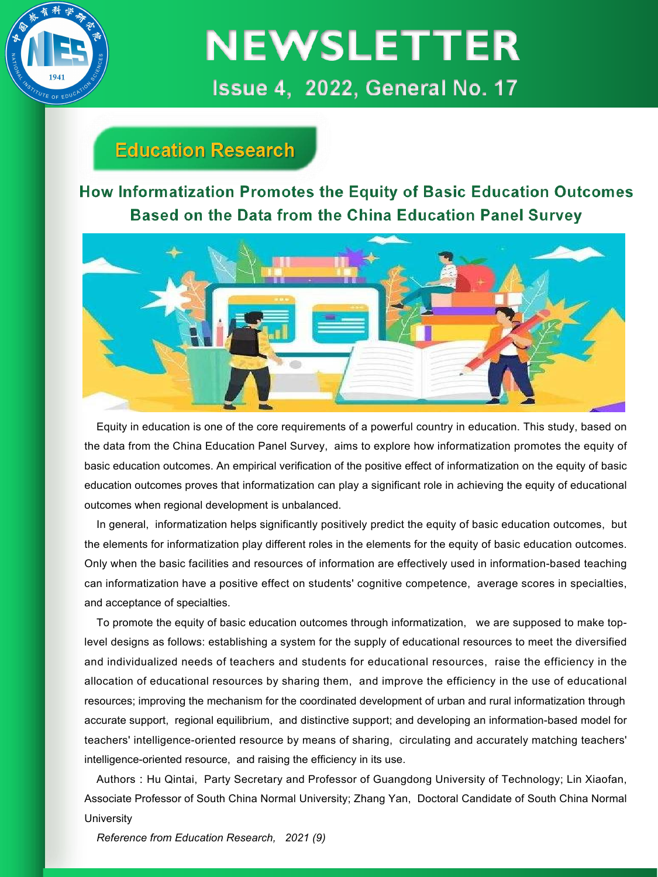# NEWSLETTER

Issue 4, 2022, General No. 17

## Education Research

### How Informatization Promotes the Equity of Basic Education Outcomes Based on the Data from the China Education Panel Survey

Equity in education is one of the core requirements of a powerful country in education. This study, based on the data from the China Education Panel Survey, aims to explore how informatization promotes the equity of basic education outcomes. An empirical verification of the positive effect of informatization on the equity of basic education outcomes proves that informatization can play a significant role in achieving the equity of educational outcomes when regional development is unbalanced.

In general, informatization helps significantly positively predict the equity of basic education outcomes, but the elements for informatization play different roles in the elements for the equity of basic education outcomes. Only when the basic facilities and resources of information are effectively used in information-based teaching can informatization have a positive effect on students' cognitive competence, average scores in specialties, and acceptance of specialties.

To promote the equity of basic education outcomes through informatization, we are supposed to make top-level designs as follows: establishing a system for the supply of educational resources to meet the diversified and individualized needs of teachers and students for educational resources, raise the efficiency in the allocation of educational resources by sharing them, and improve the efficiency in the use of educational resources; improving the mechanism for the coordinated development of urban and rural informatization through accurate support, regional equilibrium, and distinctive support; and developing an information-based model for teachers' intelligence-oriented resource by means of sharing, circulating and accurately matching teachers' intelligence-oriented resource, and raising the efficiency in its use.

Authors : Hu Qintai, Party Secretary and Professor of Guangdong University of Technology; Lin Xiaofan, Associate Professor of South China Normal University; Zhang Yan, Doctoral Candidate of South China Normal University

*Reference from Education Research, 2021 (9)*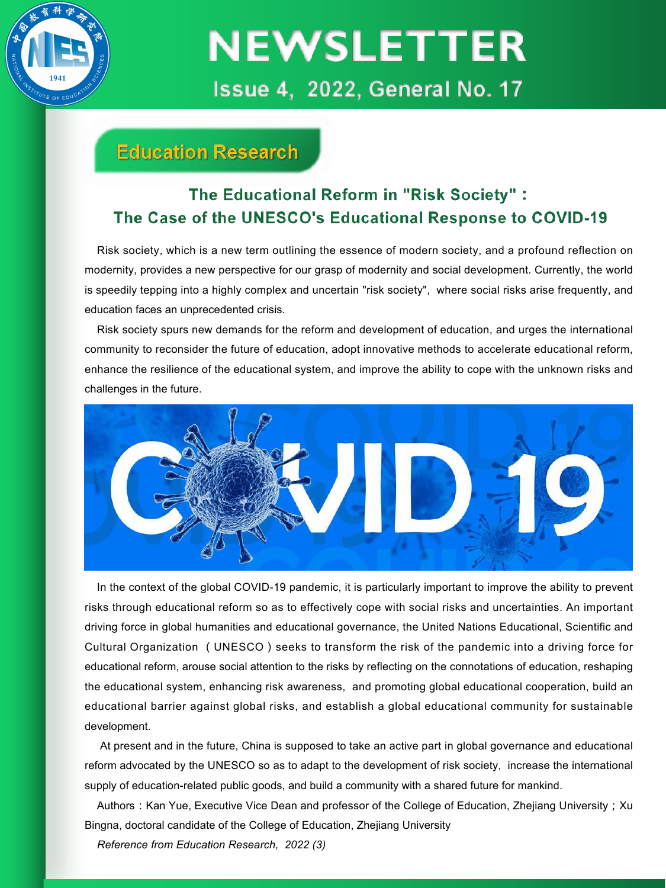## Education Research

### The Educational Reform in "Risk Society" : The Case of the UNESCO's Educational Response to COVID-19

Risk society, which is a new term outlining the essence of modern society, and a profound reflection on modernity, provides a new perspective for our grasp of modernity and social development. Currently, the world is speedily tepping into a highly complex and uncertain "risk society", where social risks arise frequently, and education faces an unprecedented crisis.

Risk society spurs new demands for the reform and development of education, and urges the international community to reconsider the future of education, adopt innovative methods to accelerate educational reform, enhance the resilience of the educational system, and improve the ability to cope with the unknown risks and challenges in the future.

In the context of the global COVID-19 pandemic, it is particularly important to improve the ability to prevent risks through educational reform so as to effectively cope with social risks and uncertainties. An important driving force in global humanities and educational governance, the United Nations Educational, Scientific and Cultural Organization （UNESCO）seeks to transform the risk of the pandemic into a driving force for educational reform, arouse social attention to the risks by reflecting on the connotations of education, reshaping the educational system, enhancing risk awareness, and promoting global educational cooperation, build an educational barrier against global risks, and establish a global educational community for sustainable development.

At present and in the future, China is supposed to take an active part in global governance and educational reform advocated by the UNESCO so as to adapt to the development of risk society, increase the international supply of education-related public goods, and build a community with a shared future for mankind.

Authors：Kan Yue, Executive Vice Dean and professor of the College of Education, Zhejiang University；Xu Bingna, doctoral candidate of the College of Education, Zhejiang University

*Reference from Education Research, 2022 (3)*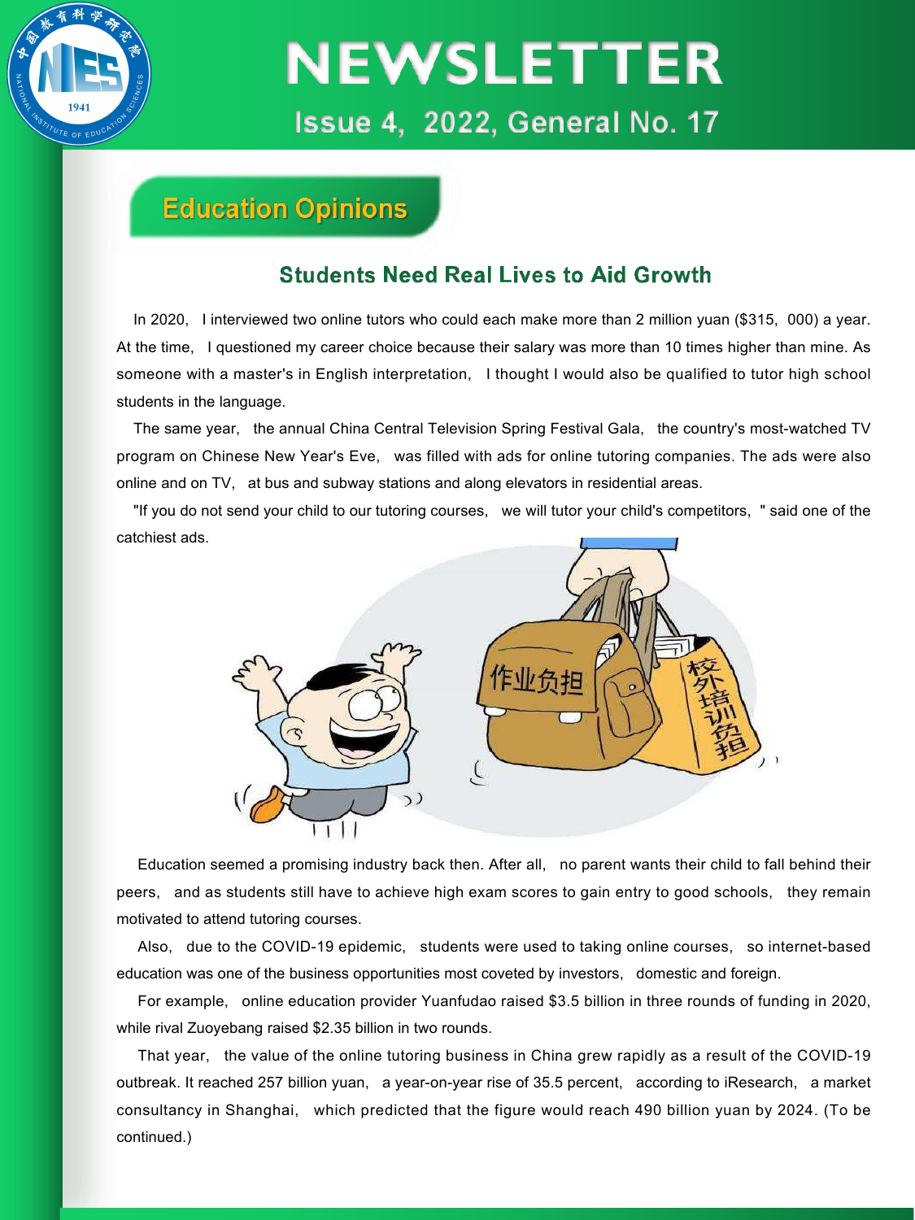# NEWSLETTER

Issue 4, 2022, General No. 17

## Education Opinions

### Students Need Real Lives to Aid Growth

In 2020, I interviewed two online tutors who could each make more than 2 million yuan ($315, 000) a year. At the time, I questioned my career choice because their salary was more than 10 times higher than mine. As someone with a master's in English interpretation, I thought I would also be qualified to tutor high school students in the language.

The same year, the annual China Central Television Spring Festival Gala, the country's most-watched TV program on Chinese New Year's Eve, was filled with ads for online tutoring companies. The ads were also online and on TV, at bus and subway stations and along elevators in residential areas.

"If you do not send your child to our tutoring courses, we will tutor your child's competitors, " said one of the catchiest ads.

Education seemed a promising industry back then. After all, no parent wants their child to fall behind their peers, and as students still have to achieve high exam scores to gain entry to good schools, they remain motivated to attend tutoring courses.

Also, due to the COVID-19 epidemic, students were used to taking online courses, so internet-based education was one of the business opportunities most coveted by investors, domestic and foreign.

For example, online education provider Yuanfudao raised $3.5 billion in three rounds of funding in 2020, while rival Zuoyebang raised $2.35 billion in two rounds.

That year, the value of the online tutoring business in China grew rapidly as a result of the COVID-19 outbreak. It reached 257 billion yuan, a year-on-year rise of 35.5 percent, according to iResearch, a market consultancy in Shanghai, which predicted that the figure would reach 490 billion yuan by 2024. (To be continued.)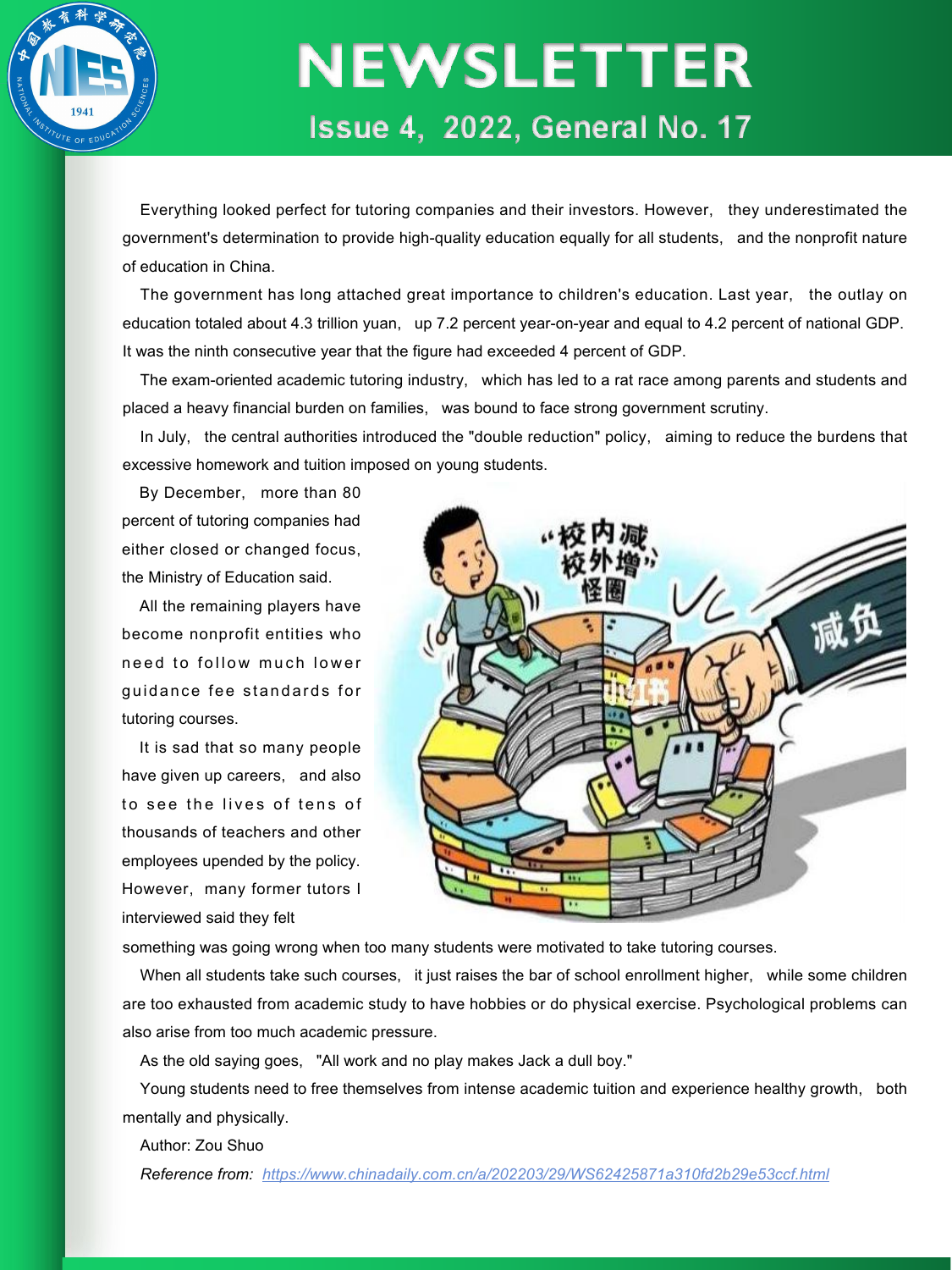Everything looked perfect for tutoring companies and their investors. However, they underestimated the government's determination to provide high-quality education equally for all students, and the nonprofit nature of education in China.

The government has long attached great importance to children's education. Last year, the outlay on education totaled about 4.3 trillion yuan, up 7.2 percent year-on-year and equal to 4.2 percent of national GDP. It was the ninth consecutive year that the figure had exceeded 4 percent of GDP.

The exam-oriented academic tutoring industry, which has led to a rat race among parents and students and placed a heavy financial burden on families, was bound to face strong government scrutiny.

In July, the central authorities introduced the "double reduction" policy, aiming to reduce the burdens that excessive homework and tuition imposed on young students.

By December, more than 80 percent of tutoring companies had either closed or changed focus, the Ministry of Education said.

All the remaining players have become nonprofit entities who need to follow much lower guidance fee standards for tutoring courses.

It is sad that so many people have given up careers, and also to see the lives of tens of thousands of teachers and other employees upended by the policy. However, many former tutors I interviewed said they felt something was going wrong when too many students were motivated to take tutoring courses.

When all students take such courses, it just raises the bar of school enrollment higher, while some children are too exhausted from academic study to have hobbies or do physical exercise. Psychological problems can also arise from too much academic pressure.

As the old saying goes, "All work and no play makes Jack a dull boy."

Young students need to free themselves from intense academic tuition and experience healthy growth, both mentally and physically.

Author: Zou Shuo

*Reference from: https://www.chinadaily.com.cn/a/202203/29/WS62425871a310fd2b29e53ccf.html*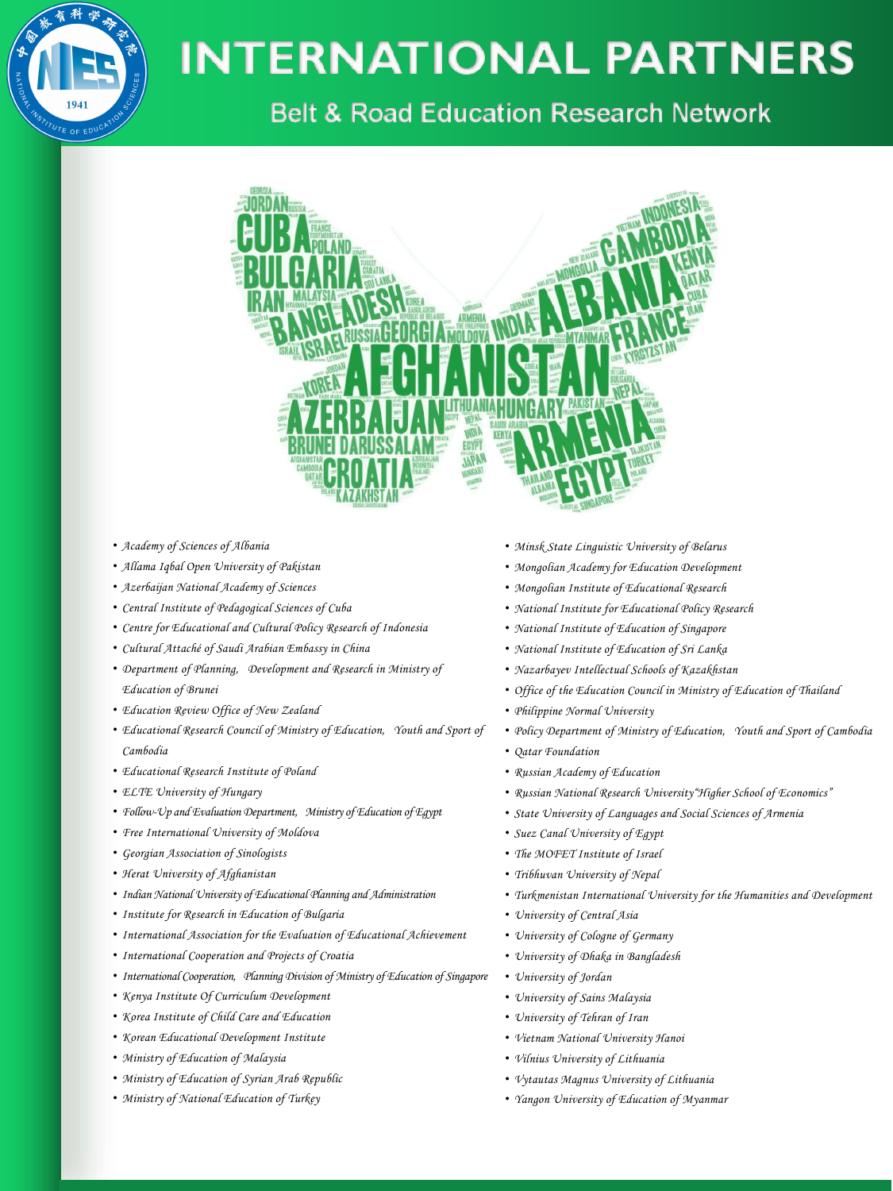# INTERNATIONAL PARTNERS

## Belt & Road Education Research Network

- *Academy of Sciences of Albania*
- *Allama Iqbal Open University of Pakistan*
- *Azerbaijan National Academy of Sciences*
- *Central Institute of Pedagogical Sciences of Cuba*
- *Centre for Educational and Cultural Policy Research of Indonesia*
- *Cultural Attaché of Saudi Arabian Embassy in China*
- *Department of Planning, Development and Research in Ministry of Education of Brunei*
- *Education Review Office of New Zealand*
- *Educational Research Council of Ministry of Education, Youth and Sport of Cambodia*
- *Educational Research Institute of Poland*
- *ELTE University of Hungary*
- *Follow-Up and Evaluation Department, Ministry of Education of Egypt*
- *Free International University of Moldova*
- *Georgian Association of Sinologists*
- *Herat University of Afghanistan*
- *Indian National University of Educational Planning and Administration*
- *Institute for Research in Education of Bulgaria*
- *International Association for the Evaluation of Educational Achievement*
- *International Cooperation and Projects of Croatia*
- *International Cooperation, Planning Division of Ministry of Education of Singapore*
- *Kenya Institute Of Curriculum Development*
- *Korea Institute of Child Care and Education*
- *Korean Educational Development Institute*
- *Ministry of Education of Malaysia*
- *Ministry of Education of Syrian Arab Republic*
- *Ministry of National Education of Turkey*
- *Minsk State Linguistic University of Belarus*
- *Mongolian Academy for Education Development*
- *Mongolian Institute of Educational Research*
- *National Institute for Educational Policy Research*
- *National Institute of Education of Singapore*
- *National Institute of Education of Sri Lanka*
- *Nazarbayev Intellectual Schools of Kazakhstan*
- *Office of the Education Council in Ministry of Education of Thailand*
- *Philippine Normal University*
- *Policy Department of Ministry of Education, Youth and Sport of Cambodia*
- *Qatar Foundation*
- *Russian Academy of Education*
- *Russian National Research University "Higher School of Economics"*
- *State University of Languages and Social Sciences of Armenia*
- *Suez Canal University of Egypt*
- *The MOFET Institute of Israel*
- *Tribhuvan University of Nepal*
- *Turkmenistan International University for the Humanities and Development*
- *University of Central Asia*
- *University of Cologne of Germany*
- *University of Dhaka in Bangladesh*
- *University of Jordan*
- *University of Sains Malaysia*
- *University of Tehran of Iran*
- *Vietnam National University Hanoi*
- *Vilnius University of Lithuania*
- *Vytautas Magnus University of Lithuania*
- *Yangon University of Education of Myanmar*